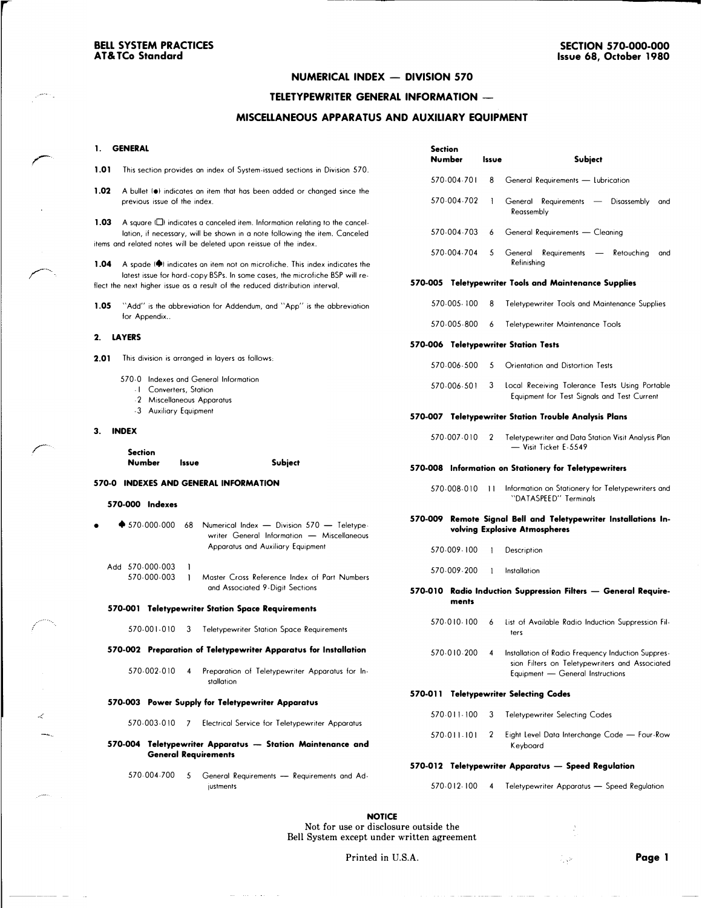BELL SYSTEM PRACTICES
AT&TCo Standard

SECTION 570-000-000
Issue 68, October 1980

# NUMERICAL INDEX — DIVISION 570

## TELETYPEWRITER GENERAL INFORMATION —

## MISCELLANEOUS APPARATUS AND AUXILIARY EQUIPMENT

### 1. GENERAL

**1.01** This section provides an index of System-issued sections in Division 570.

**1.02** A bullet (●) indicates an item that has been added or changed since the previous issue of the index.

**1.03** A square (☐) indicates a canceled item. Information relating to the cancelation, if necessary, will be shown in a note following the item. Canceled items and related notes will be deleted upon reissue of the index.

**1.04** A spade (♠) indicates an item not on microfiche. This index indicates the latest issue for hard-copy BSPs. In some cases, the microfiche BSP will reflect the next higher issue as a result of the reduced distribution interval.

**1.05** "Add" is the abbreviation for Addendum, and "App" is the abbreviation for Appendix..

### 2. LAYERS

**2.01** This division is arranged in layers as follows:

570-0 Indexes and General Information
- -1 Converters, Station
- -2 Miscellaneous Apparatus
- -3 Auxiliary Equipment

### 3. INDEX

| Section Number | Issue | Subject |
|---|---|---|
| **570-0 INDEXES AND GENERAL INFORMATION** | | |
| **570-000 Indexes** | | |
| ● ♠ 570-000-000 | 68 | Numerical Index — Division 570 — Teletypewriter General Information — Miscellaneous Apparatus and Auxiliary Equipment |
| Add 570-000-003 | 1 | |
| 570-000-003 | 1 | Master Cross Reference Index of Part Numbers and Associated 9-Digit Sections |
| **570-001 Teletypewriter Station Space Requirements** | | |
| 570-001-010 | 3 | Teletypewriter Station Space Requirements |
| **570-002 Preparation of Teletypewriter Apparatus for Installation** | | |
| 570-002-010 | 4 | Preparation of Teletypewriter Apparatus for Installation |
| **570-003 Power Supply for Teletypewriter Apparatus** | | |
| 570-003-010 | 7 | Electrical Service for Teletypewriter Apparatus |
| **570-004 Teletypewriter Apparatus — Station Maintenance and General Requirements** | | |
| 570-004-700 | 5 | General Requirements — Requirements and Adjustments |
| 570-004-701 | 8 | General Requirements — Lubrication |
| 570-004-702 | 1 | General Requirements — Disassembly and Reassembly |
| 570-004-703 | 6 | General Requirements — Cleaning |
| 570-004-704 | 5 | General Requirements — Retouching and Refinishing |
| **570-005 Teletypewriter Tools and Maintenance Supplies** | | |
| 570-005-100 | 8 | Teletypewriter Tools and Maintenance Supplies |
| 570-005-800 | 6 | Teletypewriter Maintenance Tools |
| **570-006 Teletypewriter Station Tests** | | |
| 570-006-500 | 5 | Orientation and Distortion Tests |
| 570-006-501 | 3 | Local Receiving Tolerance Tests Using Portable Equipment for Test Signals and Test Current |
| **570-007 Teletypewriter Station Trouble Analysis Plans** | | |
| 570-007-010 | 2 | Teletypewriter and Data Station Visit Analysis Plan — Visit Ticket E-5549 |
| **570-008 Information on Stationery for Teletypewriters** | | |
| 570-008-010 | 11 | Information on Stationery for Teletypewriters and "DATASPEED" Terminals |
| **570-009 Remote Signal Bell and Teletypewriter Installations Involving Explosive Atmospheres** | | |
| 570-009-100 | 1 | Description |
| 570-009-200 | 1 | Installation |
| **570-010 Radio Induction Suppression Filters — General Requirements** | | |
| 570-010-100 | 6 | List of Available Radio Induction Suppression Filters |
| 570-010-200 | 4 | Installation of Radio Frequency Induction Suppression Filters on Teletypewriters and Associated Equipment — General Instructions |
| **570-011 Teletypewriter Selecting Codes** | | |
| 570-011-100 | 3 | Teletypewriter Selecting Codes |
| 570-011-101 | 2 | Eight Level Data Interchange Code — Four-Row Keyboard |
| **570-012 Teletypewriter Apparatus — Speed Regulation** | | |
| 570-012-100 | 4 | Teletypewriter Apparatus — Speed Regulation |

**NOTICE**
Not for use or disclosure outside the
Bell System except under written agreement

Printed in U.S.A.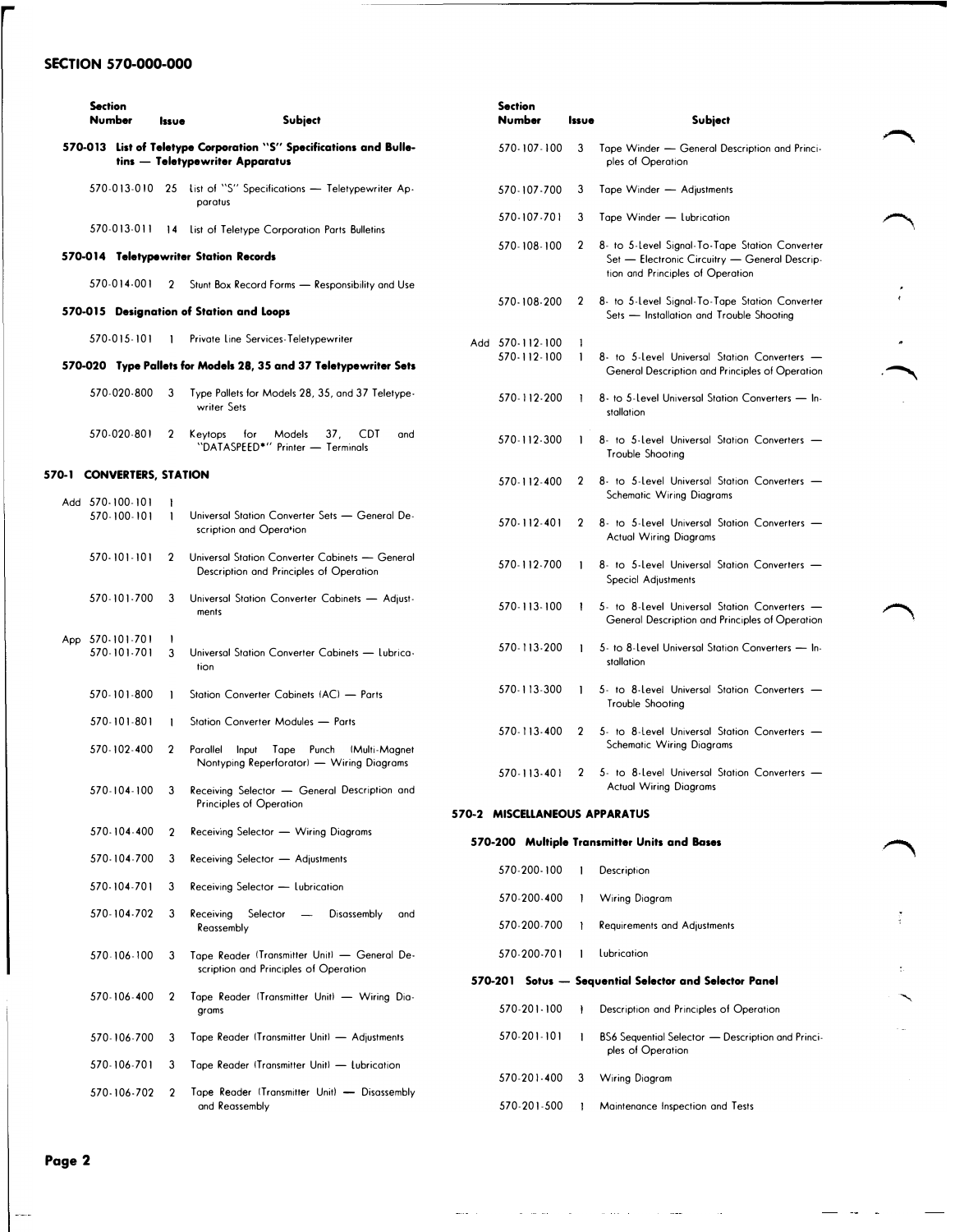## SECTION 570-000-000

| Section Number | Issue | Subject |
|---|---|---|
| **570-013 List of Teletype Corporation "S" Specifications and Bulletins — Teletypewriter Apparatus** | | |
| 570-013-010 | 25 | List of "S" Specifications — Teletypewriter Apparatus |
| 570-013-011 | 14 | List of Teletype Corporation Parts Bulletins |
| **570-014 Teletypewriter Station Records** | | |
| 570-014-001 | 2 | Stunt Box Record Forms — Responsibility and Use |
| **570-015 Designation of Station and Loops** | | |
| 570-015-101 | 1 | Private Line Services-Teletypewriter |
| **570-020 Type Pallets for Models 28, 35 and 37 Teletypewriter Sets** | | |
| 570-020-800 | 3 | Type Pallets for Models 28, 35, and 37 Teletypewriter Sets |
| 570-020-801 | 2 | Keytops for Models 37, CDT and "DATASPEED*" Printer — Terminals |

### 570-1 CONVERTERS, STATION

| Section Number | Issue | Subject |
|---|---|---|
| Add 570-100-101 | 1 | |
| 570-100-101 | 1 | Universal Station Converter Sets — General Description and Operation |
| 570-101-101 | 2 | Universal Station Converter Cabinets — General Description and Principles of Operation |
| 570-101-700 | 3 | Universal Station Converter Cabinets — Adjustments |
| App 570-101-701 | 1 | |
| 570-101-701 | 3 | Universal Station Converter Cabinets — Lubrication |
| 570-101-800 | 1 | Station Converter Cabinets (AC) — Parts |
| 570-101-801 | 1 | Station Converter Modules — Parts |
| 570-102-400 | 2 | Parallel Input Tape Punch (Multi-Magnet Nontyping Reperforator) — Wiring Diagrams |
| 570-104-100 | 3 | Receiving Selector — General Description and Principles of Operation |
| 570-104-400 | 2 | Receiving Selector — Wiring Diagrams |
| 570-104-700 | 3 | Receiving Selector — Adjustments |
| 570-104-701 | 3 | Receiving Selector — Lubrication |
| 570-104-702 | 3 | Receiving Selector — Disassembly and Reassembly |
| 570-106-100 | 3 | Tape Reader (Transmitter Unit) — General Description and Principles of Operation |
| 570-106-400 | 2 | Tape Reader (Transmitter Unit) — Wiring Diagrams |
| 570-106-700 | 3 | Tape Reader (Transmitter Unit) — Adjustments |
| 570-106-701 | 3 | Tape Reader (Transmitter Unit) — Lubrication |
| 570-106-702 | 2 | Tape Reader (Transmitter Unit) — Disassembly and Reassembly |
| 570-107-100 | 3 | Tape Winder — General Description and Principles of Operation |
| 570-107-700 | 3 | Tape Winder — Adjustments |
| 570-107-701 | 3 | Tape Winder — Lubrication |
| 570-108-100 | 2 | 8- to 5-Level Signal-To-Tape Station Converter Set — Electronic Circuitry — General Description and Principles of Operation |
| 570-108-200 | 2 | 8- to 5-Level Signal-To-Tape Station Converter Sets — Installation and Trouble Shooting |
| Add 570-112-100 | 1 | |
| 570-112-100 | 1 | 8- to 5-Level Universal Station Converters — General Description and Principles of Operation |
| 570-112-200 | 1 | 8- to 5-Level Universal Station Converters — Installation |
| 570-112-300 | 1 | 8- to 5-Level Universal Station Converters — Trouble Shooting |
| 570-112-400 | 2 | 8- to 5-Level Universal Station Converters — Schematic Wiring Diagrams |
| 570-112-401 | 2 | 8- to 5-Level Universal Station Converters — Actual Wiring Diagrams |
| 570-112-700 | 1 | 8- to 5-Level Universal Station Converters — Special Adjustments |
| 570-113-100 | 1 | 5- to 8-Level Universal Station Converters — General Description and Principles of Operation |
| 570-113-200 | 1 | 5- to 8-Level Universal Station Converters — Installation |
| 570-113-300 | 1 | 5- to 8-Level Universal Station Converters — Trouble Shooting |
| 570-113-400 | 2 | 5- to 8-Level Universal Station Converters — Schematic Wiring Diagrams |
| 570-113-401 | 2 | 5- to 8-Level Universal Station Converters — Actual Wiring Diagrams |

### 570-2 MISCELLANEOUS APPARATUS

| Section Number | Issue | Subject |
|---|---|---|
| **570-200 Multiple Transmitter Units and Bases** | | |
| 570-200-100 | 1 | Description |
| 570-200-400 | 1 | Wiring Diagram |
| 570-200-700 | 1 | Requirements and Adjustments |
| 570-200-701 | 1 | Lubrication |
| **570-201 Sotus — Sequential Selector and Selector Panel** | | |
| 570-201-100 | 1 | Description and Principles of Operation |
| 570-201-101 | 1 | BS6 Sequential Selector — Description and Principles of Operation |
| 570-201-400 | 3 | Wiring Diagram |
| 570-201-500 | 1 | Maintenance Inspection and Tests |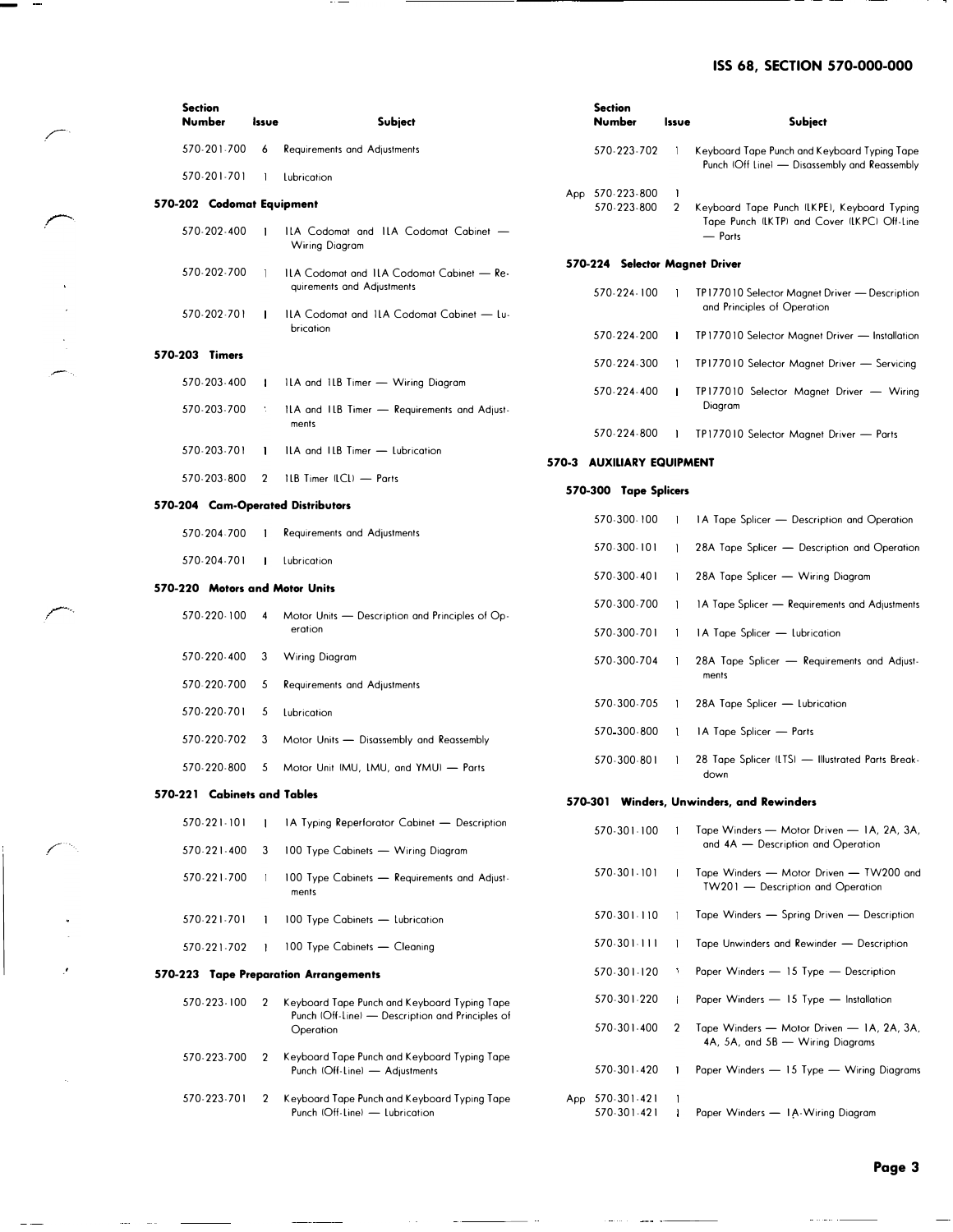| Section Number | Issue | Subject |
|---|---|---|
| 570-201-700 | 6 | Requirements and Adjustments |
| 570-201-701 | 1 | Lubrication |

**570-202 Codomat Equipment**

| Section Number | Issue | Subject |
|---|---|---|
| 570-202-400 | 1 | ILA Codomat and ILA Codomat Cabinet — Wiring Diagram |
| 570-202-700 | 1 | ILA Codomat and ILA Codomat Cabinet — Requirements and Adjustments |
| 570-202-701 | 1 | ILA Codomat and ILA Codomat Cabinet — Lubrication |

**570-203 Timers**

| Section Number | Issue | Subject |
|---|---|---|
| 570-203-400 | 1 | ILA and ILB Timer — Wiring Diagram |
| 570-203-700 | 1 | ILA and ILB Timer — Requirements and Adjustments |
| 570-203-701 | 1 | ILA and ILB Timer — Lubrication |
| 570-203-800 | 2 | ILB Timer (LCL) — Parts |

**570-204 Cam-Operated Distributors**

| Section Number | Issue | Subject |
|---|---|---|
| 570-204-700 | 1 | Requirements and Adjustments |
| 570-204-701 | 1 | Lubrication |

**570-220 Motors and Motor Units**

| Section Number | Issue | Subject |
|---|---|---|
| 570-220-100 | 4 | Motor Units — Description and Principles of Operation |
| 570-220-400 | 3 | Wiring Diagram |
| 570-220-700 | 5 | Requirements and Adjustments |
| 570-220-701 | 5 | Lubrication |
| 570-220-702 | 3 | Motor Units — Disassembly and Reassembly |
| 570-220-800 | 5 | Motor Unit (MU, LMU, and YMU) — Parts |

**570-221 Cabinets and Tables**

| Section Number | Issue | Subject |
|---|---|---|
| 570-221-101 | 1 | 1A Typing Reperforator Cabinet — Description |
| 570-221-400 | 3 | 100 Type Cabinets — Wiring Diagram |
| 570-221-700 | 1 | 100 Type Cabinets — Requirements and Adjustments |
| 570-221-701 | 1 | 100 Type Cabinets — Lubrication |
| 570-221-702 | 1 | 100 Type Cabinets — Cleaning |

**570-223 Tape Preparation Arrangements**

| Section Number | Issue | Subject |
|---|---|---|
| 570-223-100 | 2 | Keyboard Tape Punch and Keyboard Typing Tape Punch (Off-Line) — Description and Principles of Operation |
| 570-223-700 | 2 | Keyboard Tape Punch and Keyboard Typing Tape Punch (Off-Line) — Adjustments |
| 570-223-701 | 2 | Keyboard Tape Punch and Keyboard Typing Tape Punch (Off-Line) — Lubrication |
| 570-223-702 | 1 | Keyboard Tape Punch and Keyboard Typing Tape Punch (Off Line) — Disassembly and Reassembly |
| App 570-223-800 | 1 | |
| 570-223-800 | 2 | Keyboard Tape Punch (LKPE), Keyboard Typing Tape Punch (LKTP) and Cover (LKPC) Off-Line — Parts |

**570-224 Selector Magnet Driver**

| Section Number | Issue | Subject |
|---|---|---|
| 570-224-100 | 1 | TP177010 Selector Magnet Driver — Description and Principles of Operation |
| 570-224-200 | 1 | TP177010 Selector Magnet Driver — Installation |
| 570-224-300 | 1 | TP177010 Selector Magnet Driver — Servicing |
| 570-224-400 | 1 | TP177010 Selector Magnet Driver — Wiring Diagram |
| 570-224-800 | 1 | TP177010 Selector Magnet Driver — Parts |

## 570-3 AUXILIARY EQUIPMENT

**570-300 Tape Splicers**

| Section Number | Issue | Subject |
|---|---|---|
| 570-300-100 | 1 | 1A Tape Splicer — Description and Operation |
| 570-300-101 | 1 | 28A Tape Splicer — Description and Operation |
| 570-300-401 | 1 | 28A Tape Splicer — Wiring Diagram |
| 570-300-700 | 1 | 1A Tape Splicer — Requirements and Adjustments |
| 570-300-701 | 1 | 1A Tape Splicer — Lubrication |
| 570-300-704 | 1 | 28A Tape Splicer — Requirements and Adjustments |
| 570-300-705 | 1 | 28A Tape Splicer — Lubrication |
| 570-300-800 | 1 | 1A Tape Splicer — Parts |
| 570-300-801 | 1 | 28 Tape Splicer (LTS) — Illustrated Parts Breakdown |

**570-301 Winders, Unwinders, and Rewinders**

| Section Number | Issue | Subject |
|---|---|---|
| 570-301-100 | 1 | Tape Winders — Motor Driven — 1A, 2A, 3A, and 4A — Description and Operation |
| 570-301-101 | 1 | Tape Winders — Motor Driven — TW200 and TW201 — Description and Operation |
| 570-301-110 | 1 | Tape Winders — Spring Driven — Description |
| 570-301-111 | 1 | Tape Unwinders and Rewinder — Description |
| 570-301-120 | 1 | Paper Winders — 15 Type — Description |
| 570-301-220 | 1 | Paper Winders — 15 Type — Installation |
| 570-301-400 | 2 | Tape Winders — Motor Driven — 1A, 2A, 3A, 4A, 5A, and 5B — Wiring Diagrams |
| 570-301-420 | 1 | Paper Winders — 15 Type — Wiring Diagrams |
| App 570-301-421 | 1 | |
| 570-301-421 | 1 | Paper Winders — 1A-Wiring Diagram |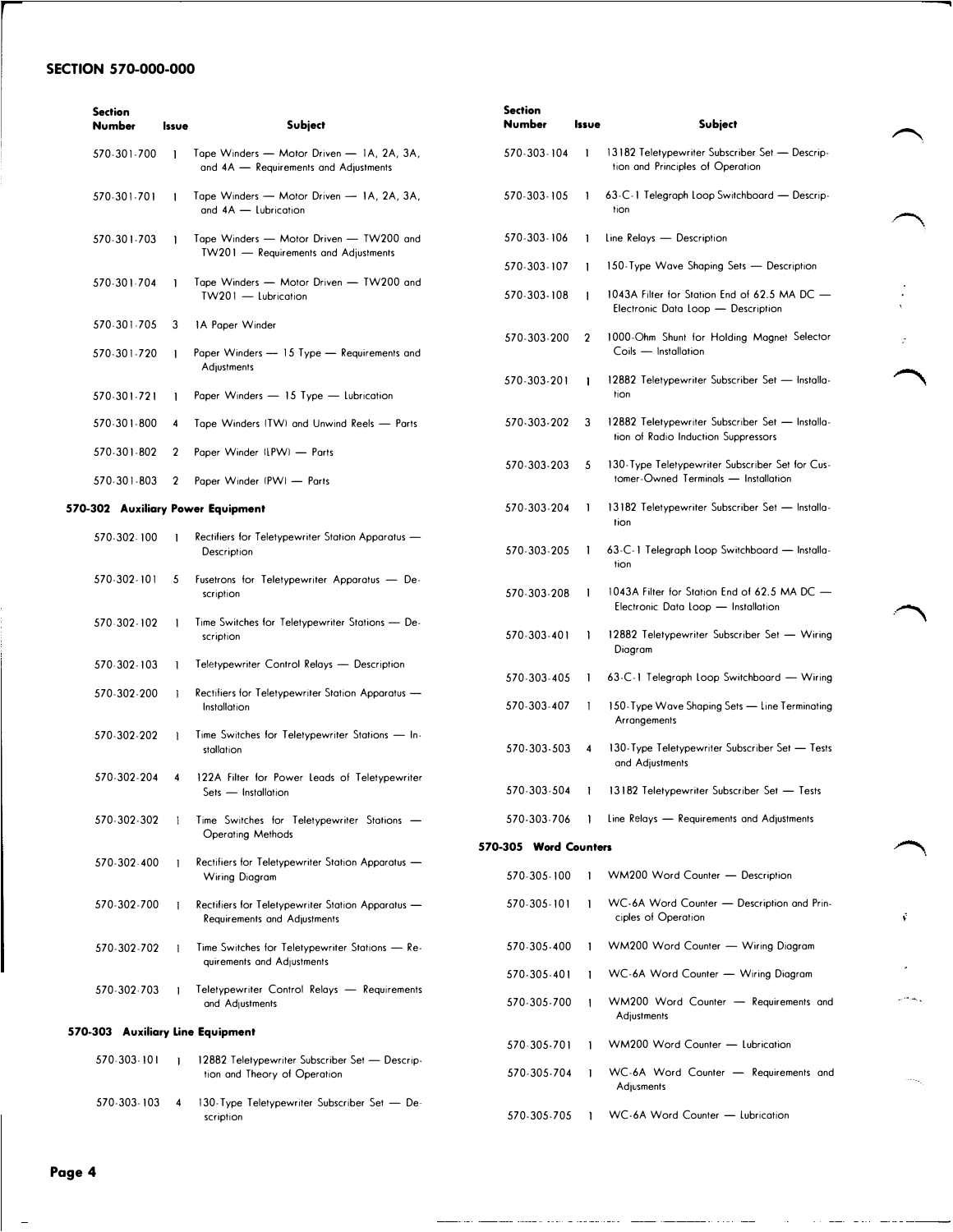## SECTION 570-000-000

| Section Number | Issue | Subject |
|---|---|---|
| 570-301-700 | 1 | Tape Winders — Motor Driven — 1A, 2A, 3A, and 4A — Requirements and Adjustments |
| 570-301-701 | 1 | Tape Winders — Motor Driven — 1A, 2A, 3A, and 4A — Lubrication |
| 570-301-703 | 1 | Tape Winders — Motor Driven — TW200 and TW201 — Requirements and Adjustments |
| 570-301-704 | 1 | Tape Winders — Motor Driven — TW200 and TW201 — Lubrication |
| 570-301-705 | 3 | 1A Paper Winder |
| 570-301-720 | 1 | Paper Winders — 15 Type — Requirements and Adjustments |
| 570-301-721 | 1 | Paper Winders — 15 Type — Lubrication |
| 570-301-800 | 4 | Tape Winders (TW) and Unwind Reels — Parts |
| 570-301-802 | 2 | Paper Winder (LPW) — Parts |
| 570-301-803 | 2 | Paper Winder (PW) — Parts |

**570-302 Auxiliary Power Equipment**

| Section Number | Issue | Subject |
|---|---|---|
| 570-302-100 | 1 | Rectifiers for Teletypewriter Station Apparatus — Description |
| 570-302-101 | 5 | Fusetrons for Teletypewriter Apparatus — Description |
| 570-302-102 | 1 | Time Switches for Teletypewriter Stations — Description |
| 570-302-103 | 1 | Teletypewriter Control Relays — Description |
| 570-302-200 | 1 | Rectifiers for Teletypewriter Station Apparatus — Installation |
| 570-302-202 | 1 | Time Switches for Teletypewriter Stations — Installation |
| 570-302-204 | 4 | 122A Filter for Power Leads of Teletypewriter Sets — Installation |
| 570-302-302 | 1 | Time Switches for Teletypewriter Stations — Operating Methods |
| 570-302-400 | 1 | Rectifiers for Teletypewriter Station Apparatus — Wiring Diagram |
| 570-302-700 | 1 | Rectifiers for Teletypewriter Station Apparatus — Requirements and Adjustments |
| 570-302-702 | 1 | Time Switches for Teletypewriter Stations — Requirements and Adjustments |
| 570-302-703 | 1 | Teletypewriter Control Relays — Requirements and Adjustments |

**570-303 Auxiliary Line Equipment**

| Section Number | Issue | Subject |
|---|---|---|
| 570-303-101 | 1 | 12882 Teletypewriter Subscriber Set — Description and Theory of Operation |
| 570-303-103 | 4 | 130-Type Teletypewriter Subscriber Set — Description |
| 570-303-104 | 1 | 13182 Teletypewriter Subscriber Set — Description and Principles of Operation |
| 570-303-105 | 1 | 63-C-1 Telegraph Loop Switchboard — Description |
| 570-303-106 | 1 | Line Relays — Description |
| 570-303-107 | 1 | 150-Type Wave Shaping Sets — Description |
| 570-303-108 | 1 | 1043A Filter for Station End of 62.5 MA DC — Electronic Data Loop — Description |
| 570-303-200 | 2 | 1000-Ohm Shunt for Holding Magnet Selector Coils — Installation |
| 570-303-201 | 1 | 12882 Teletypewriter Subscriber Set — Installation |
| 570-303-202 | 3 | 12882 Teletypewriter Subscriber Set — Installation of Radio Induction Suppressors |
| 570-303-203 | 5 | 130-Type Teletypewriter Subscriber Set for Customer-Owned Terminals — Installation |
| 570-303-204 | 1 | 13182 Teletypewriter Subscriber Set — Installation |
| 570-303-205 | 1 | 63-C-1 Telegraph Loop Switchboard — Installation |
| 570-303-208 | 1 | 1043A Filter for Station End of 62.5 MA DC — Electronic Data Loop — Installation |
| 570-303-401 | 1 | 12882 Teletypewriter Subscriber Set — Wiring Diagram |
| 570-303-405 | 1 | 63-C-1 Telegraph Loop Switchboard — Wiring |
| 570-303-407 | 1 | 150-Type Wave Shaping Sets — Line Terminating Arrangements |
| 570-303-503 | 4 | 130-Type Teletypewriter Subscriber Set — Tests and Adjustments |
| 570-303-504 | 1 | 13182 Teletypewriter Subscriber Set — Tests |
| 570-303-706 | 1 | Line Relays — Requirements and Adjustments |

**570-305 Word Counters**

| Section Number | Issue | Subject |
|---|---|---|
| 570-305-100 | 1 | WM200 Word Counter — Description |
| 570-305-101 | 1 | WC-6A Word Counter — Description and Principles of Operation |
| 570-305-400 | 1 | WM200 Word Counter — Wiring Diagram |
| 570-305-401 | 1 | WC-6A Word Counter — Wiring Diagram |
| 570-305-700 | 1 | WM200 Word Counter — Requirements and Adjustments |
| 570-305-701 | 1 | WM200 Word Counter — Lubrication |
| 570-305-704 | 1 | WC-6A Word Counter — Requirements and Adjusments |
| 570-305-705 | 1 | WC-6A Word Counter — Lubrication |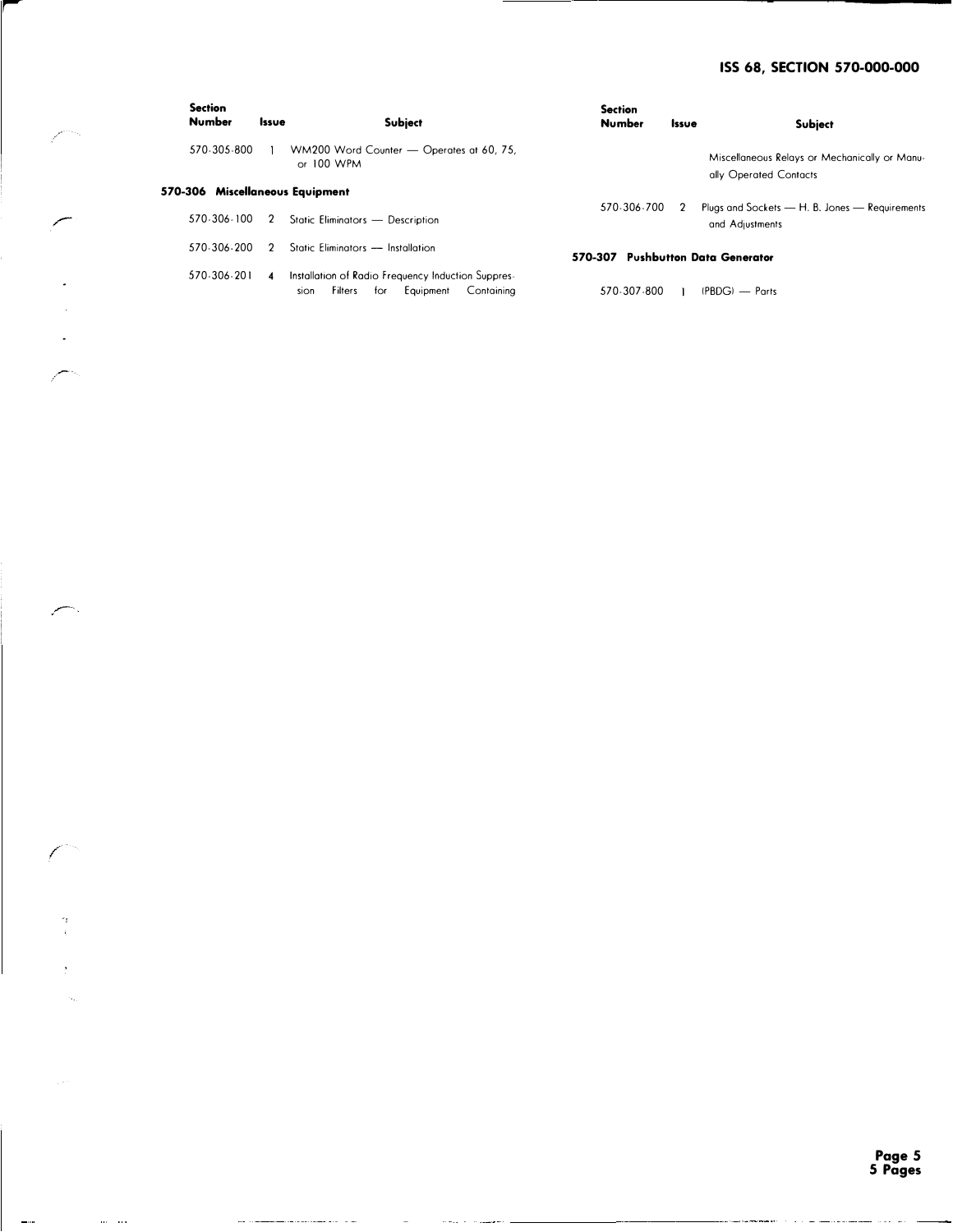| Section Number | Issue | Subject |
|---|---|---|
| 570-305-800 | 1 | WM200 Word Counter — Operates at 60, 75, or 100 WPM |

**570-306 Miscellaneous Equipment**

| Section Number | Issue | Subject |
|---|---|---|
| 570-306-100 | 2 | Static Eliminators — Description |
| 570-306-200 | 2 | Static Eliminators — Installation |
| 570-306-201 | 4 | Installation of Radio Frequency Induction Suppression Filters for Equipment Containing Miscellaneous Relays or Mechanically or Manually Operated Contacts |
| 570-306-700 | 2 | Plugs and Sockets — H. B. Jones — Requirements and Adjustments |

**570-307 Pushbutton Data Generator**

| Section Number | Issue | Subject |
|---|---|---|
| 570-307-800 | 1 | (PBDG) — Parts |